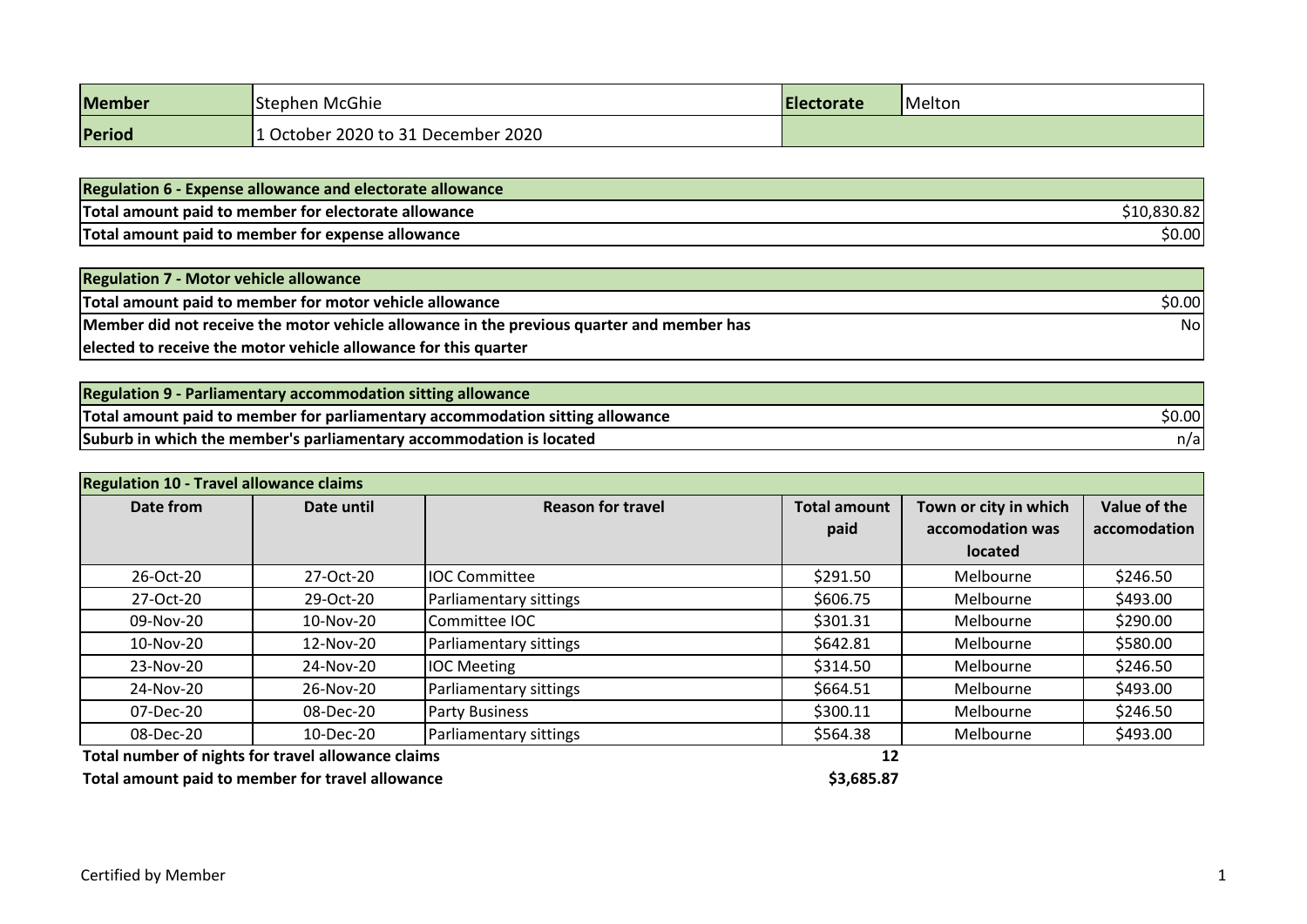| Member | Stephen McGhie | Electorate | Melton |
|---|---|---|---|
| Period | 1 October 2020 to 31 December 2020 | | |

| Regulation 6 - Expense allowance and electorate allowance | |
|---|---|
| Total amount paid to member for electorate allowance | $10,830.82 |
| Total amount paid to member for expense allowance | $0.00 |

| Regulation 7 - Motor vehicle allowance | |
|---|---|
| Total amount paid to member for motor vehicle allowance | $0.00 |
| Member did not receive the motor vehicle allowance in the previous quarter and member has elected to receive the motor vehicle allowance for this quarter | No |

| Regulation 9 - Parliamentary accommodation sitting allowance | |
|---|---|
| Total amount paid to member for parliamentary accommodation sitting allowance | $0.00 |
| Suburb in which the member's parliamentary accommodation is located | n/a |

**Regulation 10 - Travel allowance claims**

| Date from | Date until | Reason for travel | Total amount paid | Town or city in which accomodation was located | Value of the accomodation |
|---|---|---|---|---|---|
| 26-Oct-20 | 27-Oct-20 | IOC Committee | $291.50 | Melbourne | $246.50 |
| 27-Oct-20 | 29-Oct-20 | Parliamentary sittings | $606.75 | Melbourne | $493.00 |
| 09-Nov-20 | 10-Nov-20 | Committee IOC | $301.31 | Melbourne | $290.00 |
| 10-Nov-20 | 12-Nov-20 | Parliamentary sittings | $642.81 | Melbourne | $580.00 |
| 23-Nov-20 | 24-Nov-20 | IOC Meeting | $314.50 | Melbourne | $246.50 |
| 24-Nov-20 | 26-Nov-20 | Parliamentary sittings | $664.51 | Melbourne | $493.00 |
| 07-Dec-20 | 08-Dec-20 | Party Business | $300.11 | Melbourne | $246.50 |
| 08-Dec-20 | 10-Dec-20 | Parliamentary sittings | $564.38 | Melbourne | $493.00 |
| **Total number of nights for travel allowance claims** | | | **12** | | |
| **Total amount paid to member for travel allowance** | | | **$3,685.87** | | |

Certified by Member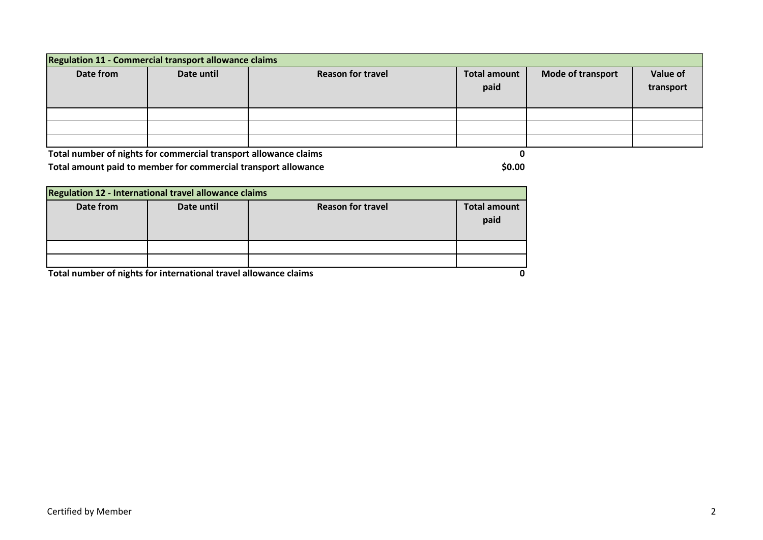**Regulation 11 - Commercial transport allowance claims**

| Date from | Date until | Reason for travel | Total amount paid | Mode of transport | Value of transport |
|---|---|---|---|---|---|
| | | | | | |
| | | | | | |
| | | | | | |

**Total number of nights for commercial transport allowance claims** **0**

**Total amount paid to member for commercial transport allowance** **$0.00**

**Regulation 12 - International travel allowance claims**

| Date from | Date until | Reason for travel | Total amount paid |
|---|---|---|---|
| | | | |
| | | | |

**Total number of nights for international travel allowance claims** **0**

Certified by Member